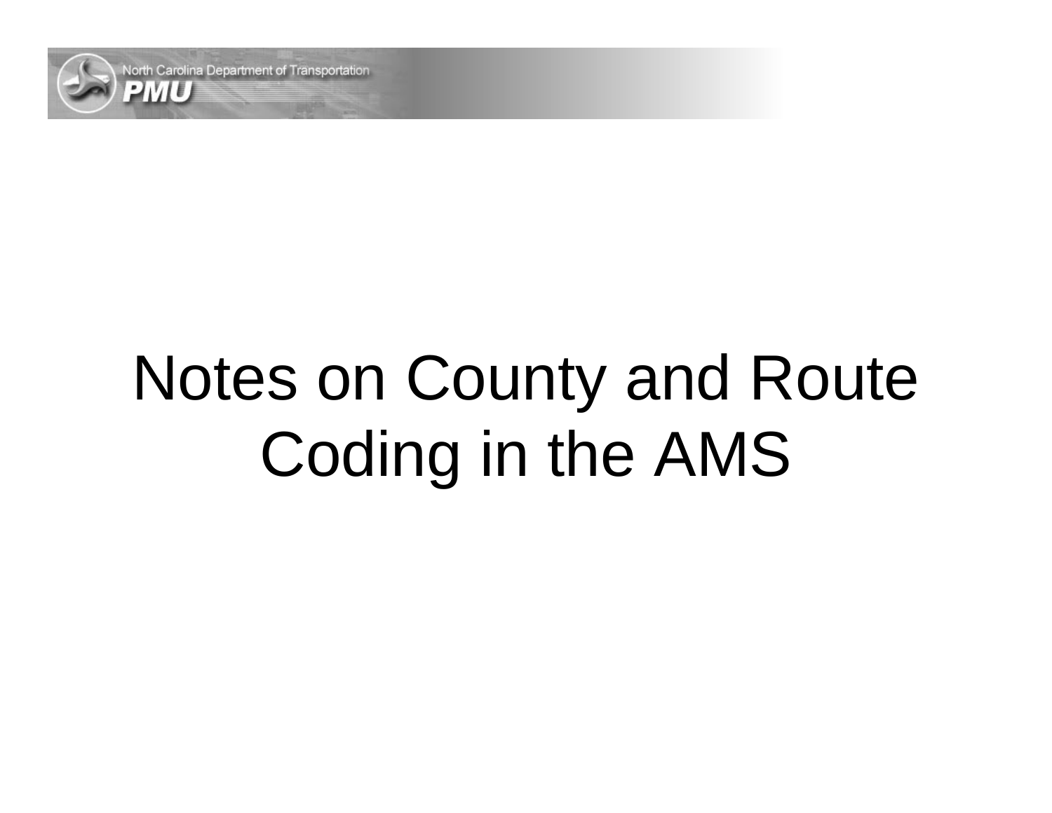# Notes on County and Route Coding in the AMS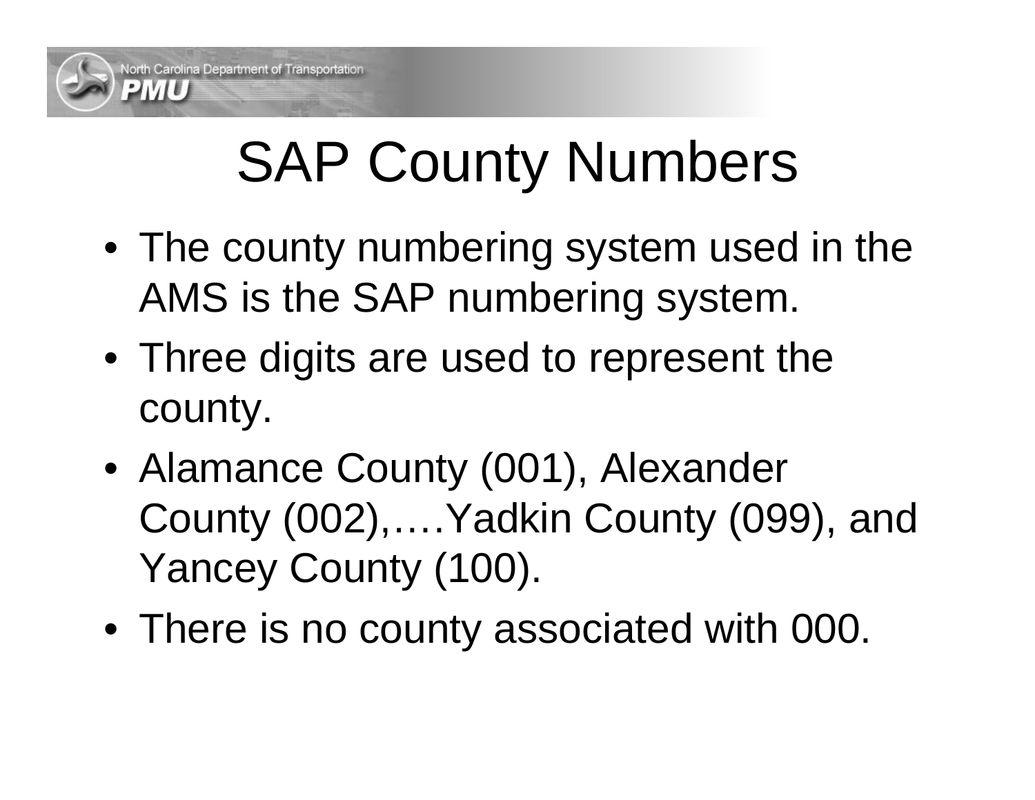# SAP County Numbers

- The county numbering system used in the AMS is the SAP numbering system.
- Three digits are used to represent the county.
- Alamance County (001), Alexander County (002),….Yadkin County (099), and Yancey County (100).
- There is no county associated with 000.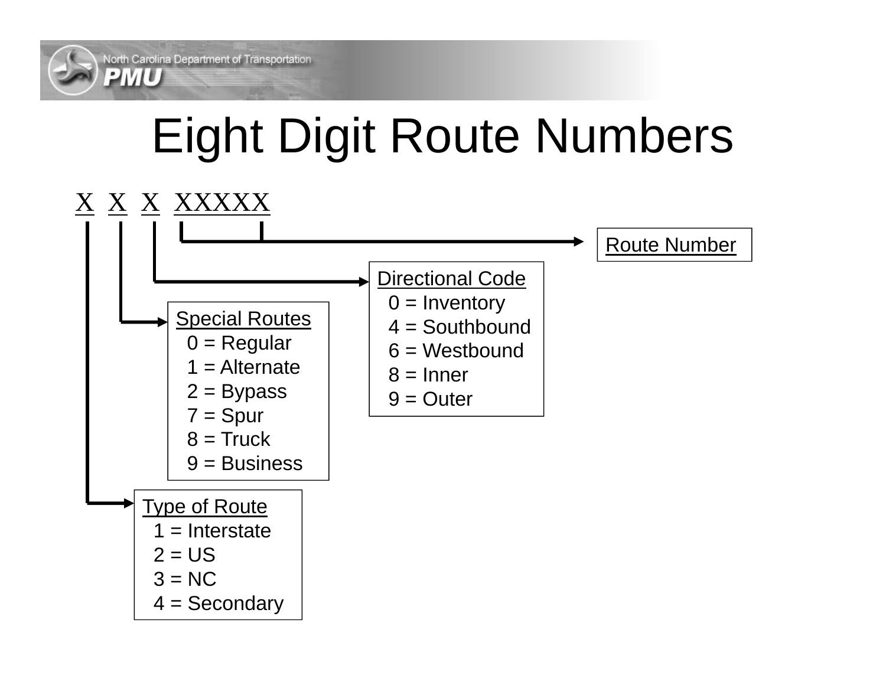# Eight Digit Route Numbers

X X X XXXXX

**Type of Route** (first digit)
- 1 = Interstate
- 2 = US
- 3 = NC
- 4 = Secondary

**Special Routes** (second digit)
- 0 = Regular
- 1 = Alternate
- 2 = Bypass
- 7 = Spur
- 8 = Truck
- 9 = Business

**Directional Code** (third digit)
- 0 = Inventory
- 4 = Southbound
- 6 = Westbound
- 8 = Inner
- 9 = Outer

**Route Number** (last five digits)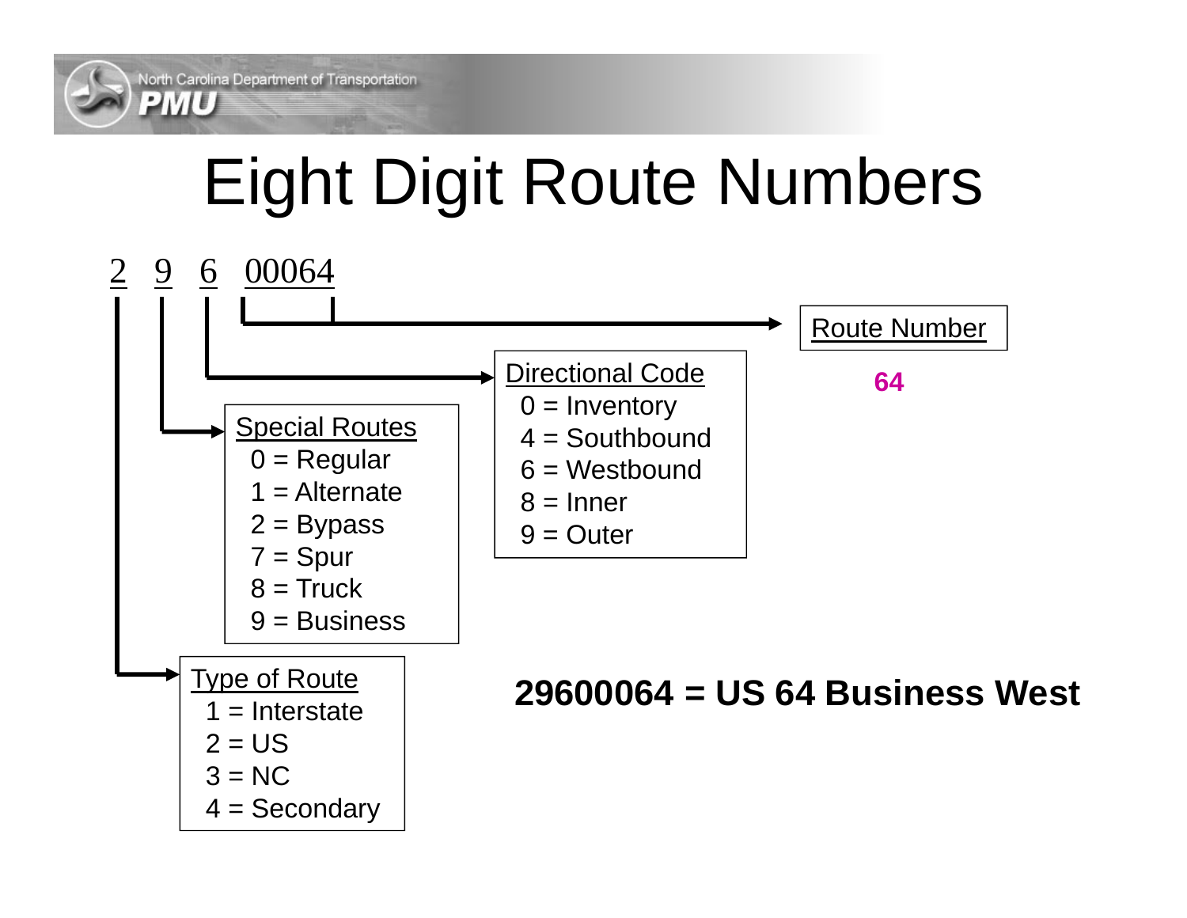# Eight Digit Route Numbers

2 9 6 00064

**Route Number**

64

**Directional Code**

- 0 = Inventory
- 4 = Southbound
- 6 = Westbound
- 8 = Inner
- 9 = Outer

**Special Routes**

- 0 = Regular
- 1 = Alternate
- 2 = Bypass
- 7 = Spur
- 8 = Truck
- 9 = Business

**Type of Route**

- 1 = Interstate
- 2 = US
- 3 = NC
- 4 = Secondary

**29600064 = US 64 Business West**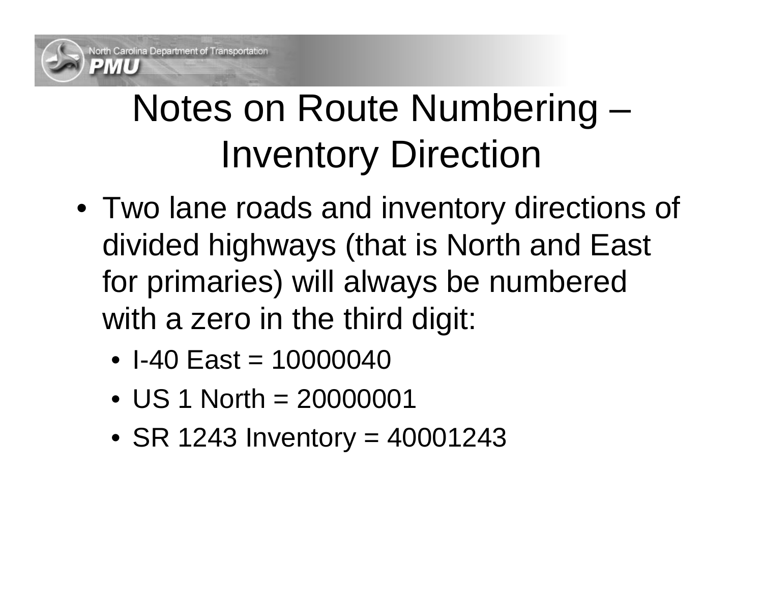# Notes on Route Numbering – Inventory Direction

- Two lane roads and inventory directions of divided highways (that is North and East for primaries) will always be numbered with a zero in the third digit:
  - I-40 East = 10000040
  - US 1 North = 20000001
  - SR 1243 Inventory = 40001243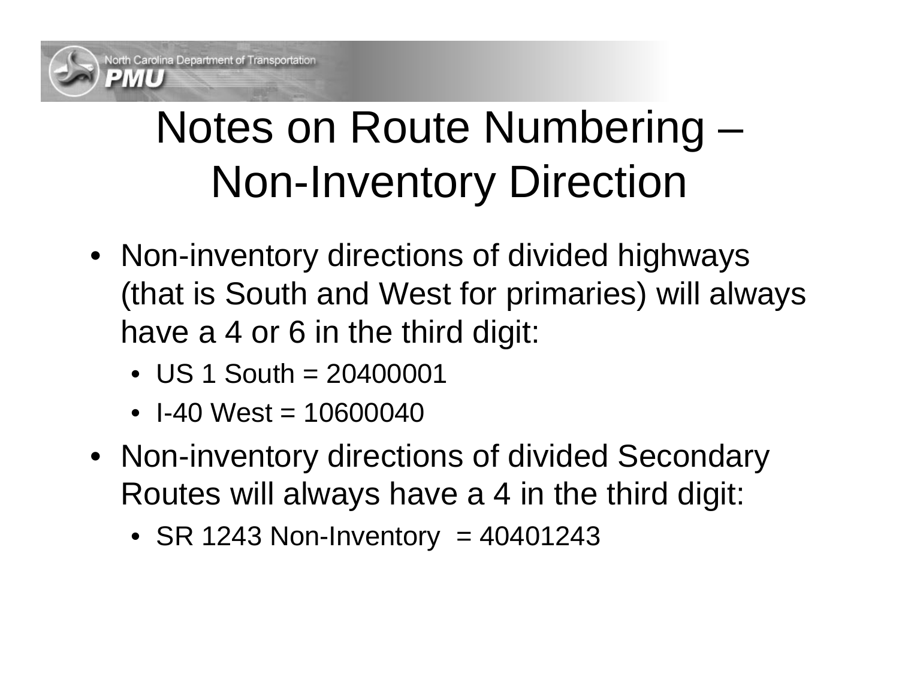# Notes on Route Numbering – Non-Inventory Direction

- Non-inventory directions of divided highways (that is South and West for primaries) will always have a 4 or 6 in the third digit:
  - US 1 South = 20400001
  - I-40 West = 10600040
- Non-inventory directions of divided Secondary Routes will always have a 4 in the third digit:
  - SR 1243 Non-Inventory = 40401243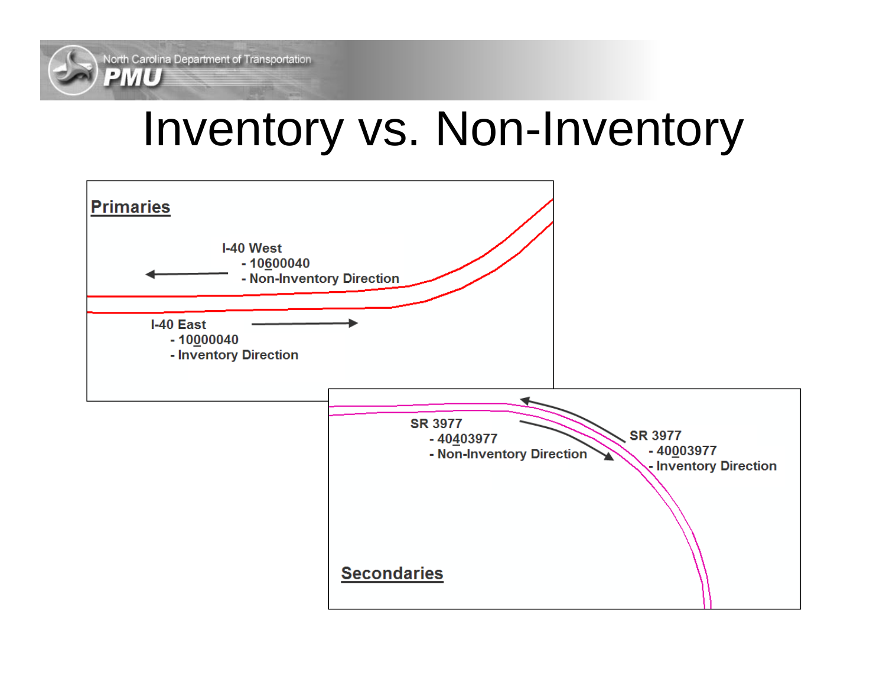# Inventory vs. Non-Inventory

## Primaries

I-40 West
- 10600040
- Non-Inventory Direction

I-40 East
- 10000040
- Inventory Direction

## Secondaries

SR 3977
- 40403977
- Non-Inventory Direction

SR 3977
- 40003977
- Inventory Direction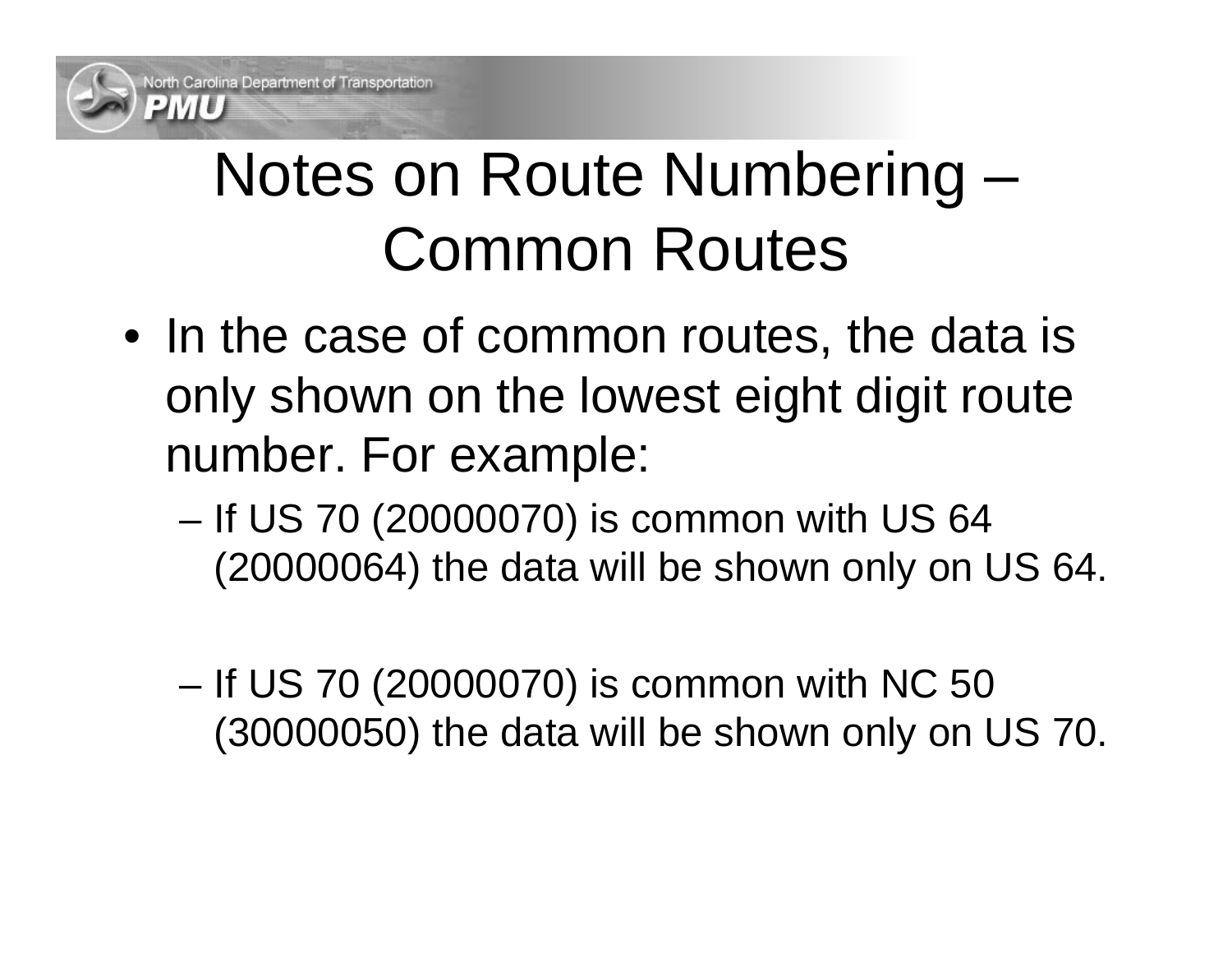# Notes on Route Numbering – Common Routes

- In the case of common routes, the data is only shown on the lowest eight digit route number. For example:
  - If US 70 (20000070) is common with US 64 (20000064) the data will be shown only on US 64.
  - If US 70 (20000070) is common with NC 50 (30000050) the data will be shown only on US 70.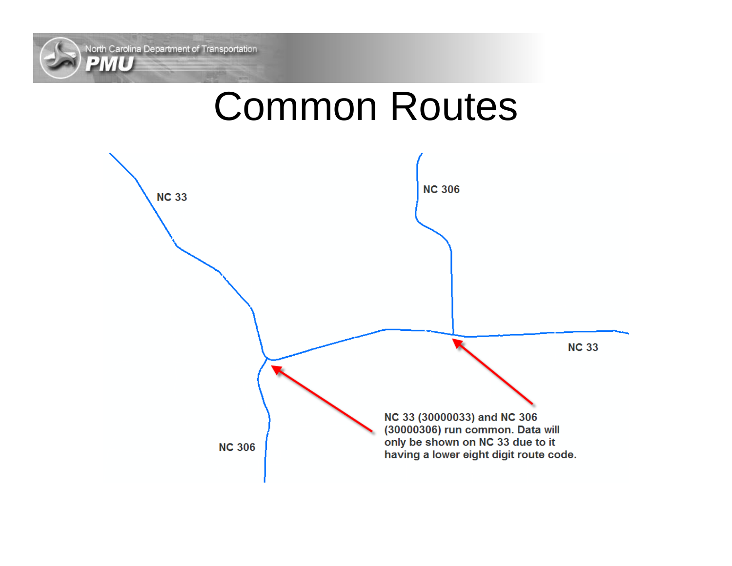# Common Routes

NC 33

NC 306

NC 33

NC 306

NC 33 (30000033) and NC 306 (30000306) run common. Data will only be shown on NC 33 due to it having a lower eight digit route code.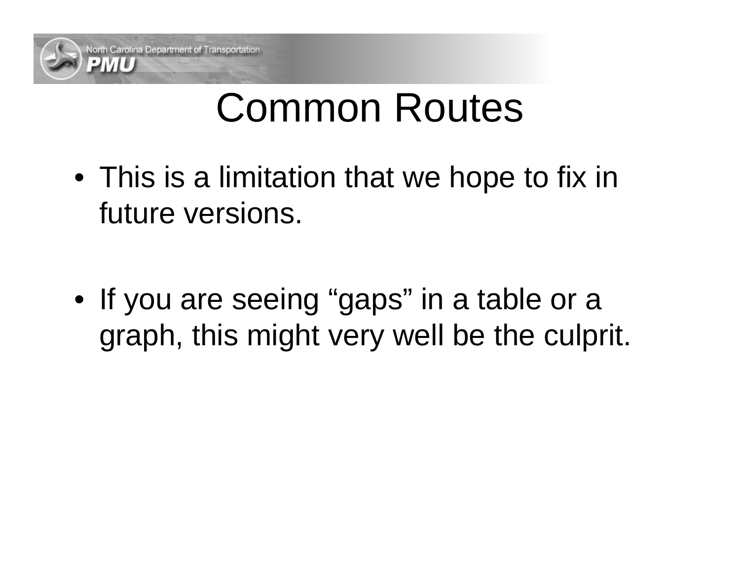# Common Routes

- This is a limitation that we hope to fix in future versions.
- If you are seeing “gaps” in a table or a graph, this might very well be the culprit.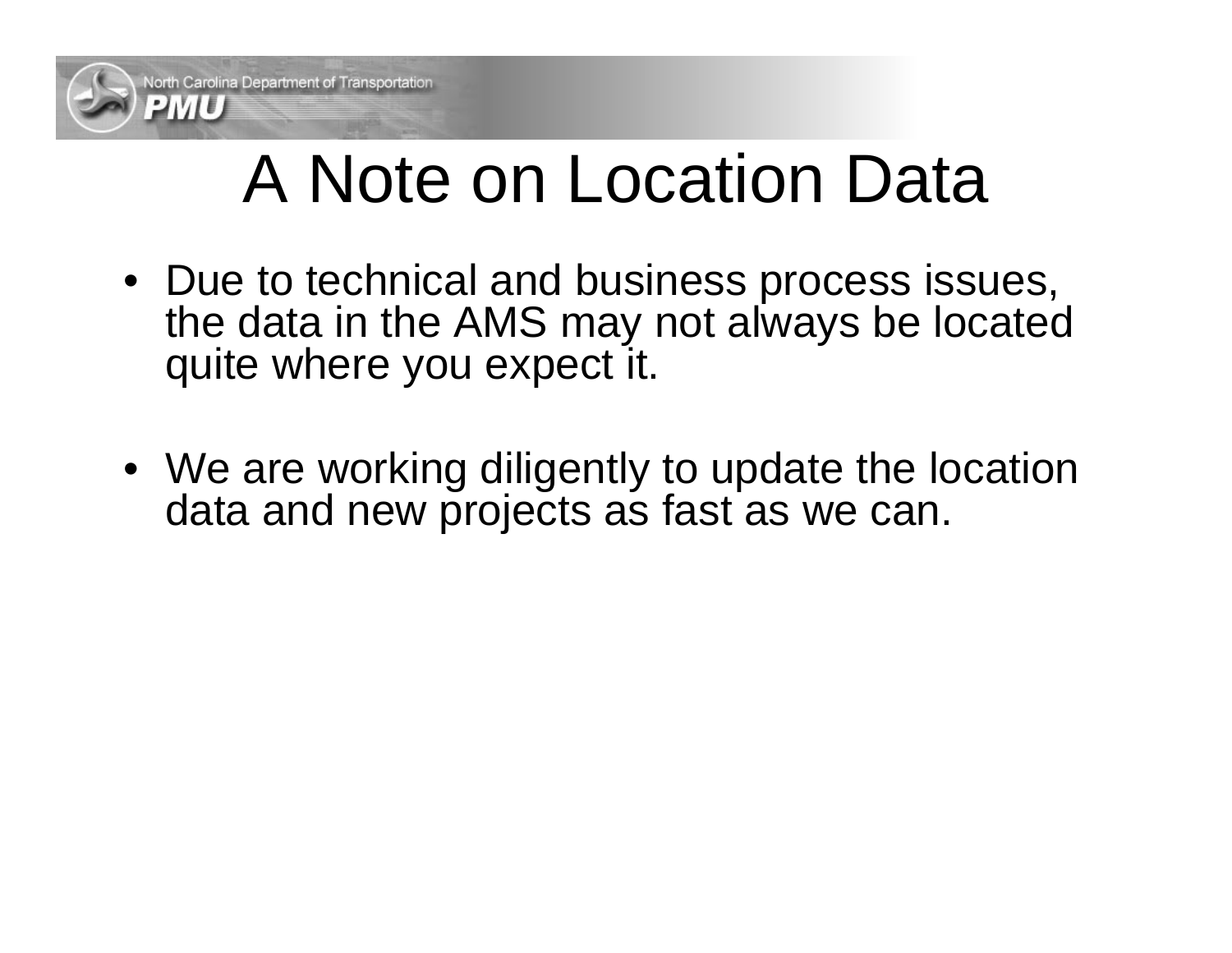# A Note on Location Data

- Due to technical and business process issues, the data in the AMS may not always be located quite where you expect it.

- We are working diligently to update the location data and new projects as fast as we can.